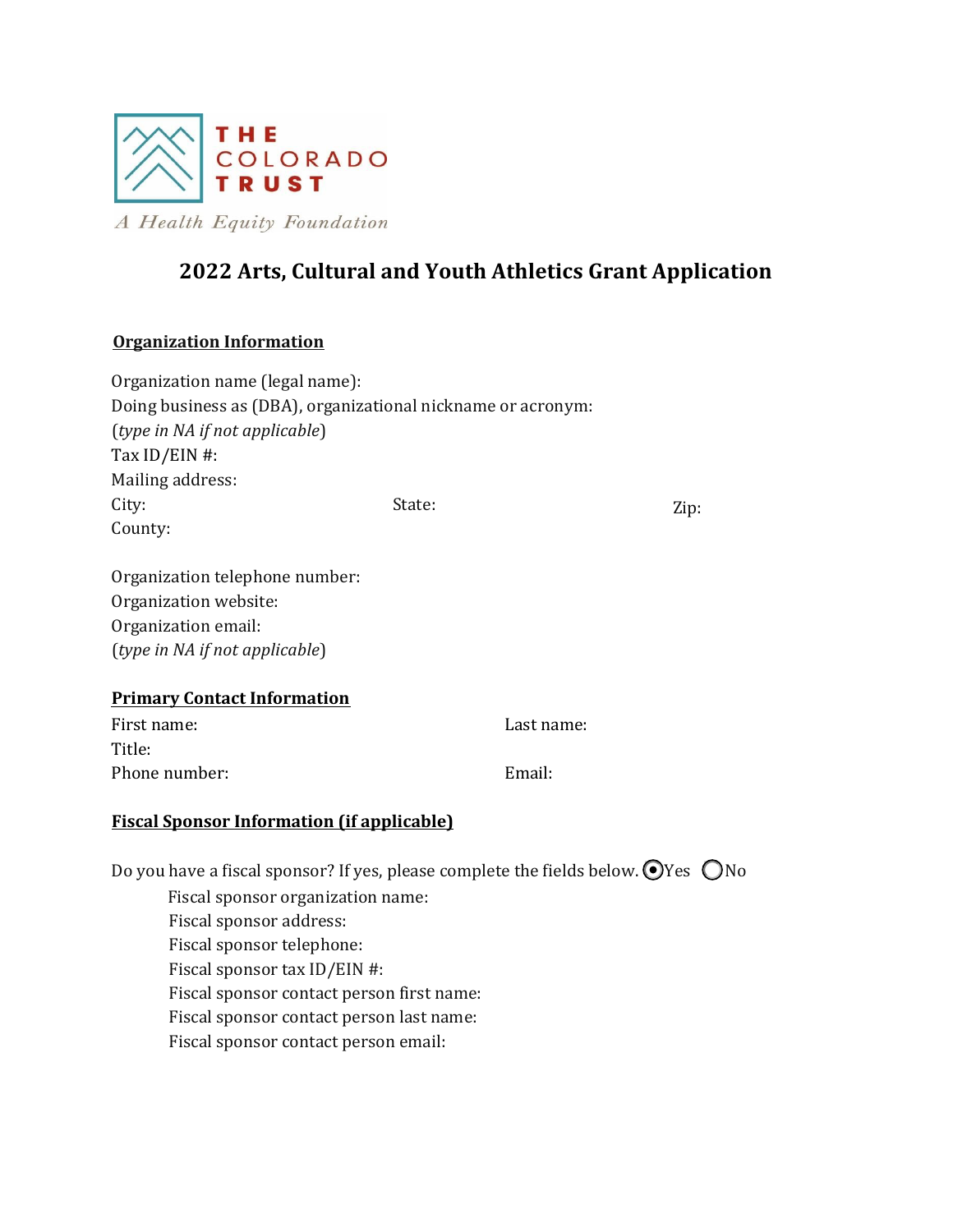THE COLORADO TRUST

*A Health Equity Foundation*

# 2022 Arts, Cultural and Youth Athletics Grant Application

## Organization Information

Organization name (legal name):
Doing business as (DBA), organizational nickname or acronym:
(*type in NA if not applicable*)
Tax ID/EIN #:
Mailing address:
City: State: Zip:
County:

Organization telephone number:
Organization website:
Organization email:
(*type in NA if not applicable*)

## Primary Contact Information

First name: Last name:
Title:
Phone number: Email:

## Fiscal Sponsor Information (if applicable)

Do you have a fiscal sponsor? If yes, please complete the fields below. ◉ Yes ○ No

Fiscal sponsor organization name:
Fiscal sponsor address:
Fiscal sponsor telephone:
Fiscal sponsor tax ID/EIN #:
Fiscal sponsor contact person first name:
Fiscal sponsor contact person last name:
Fiscal sponsor contact person email: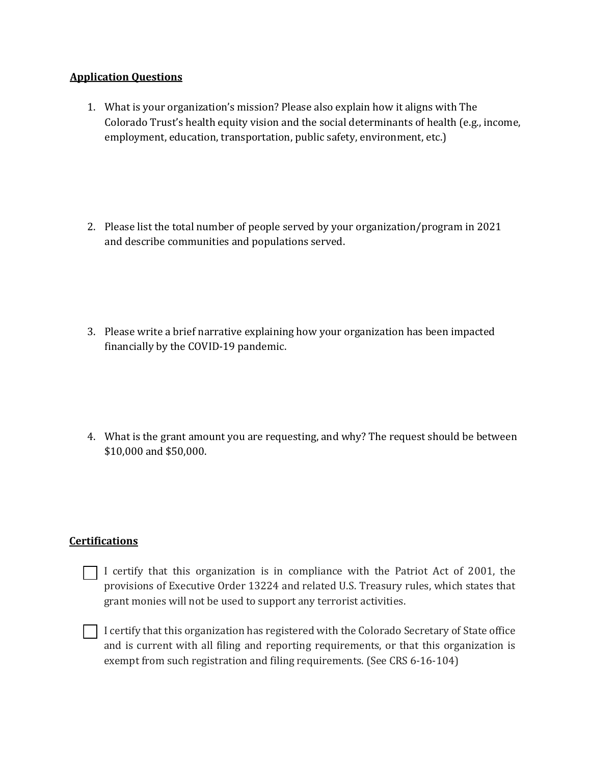**Application Questions**

1. What is your organization's mission? Please also explain how it aligns with The Colorado Trust's health equity vision and the social determinants of health (e.g., income, employment, education, transportation, public safety, environment, etc.)

2. Please list the total number of people served by your organization/program in 2021 and describe communities and populations served.

3. Please write a brief narrative explaining how your organization has been impacted financially by the COVID-19 pandemic.

4. What is the grant amount you are requesting, and why? The request should be between $10,000 and $50,000.

**Certifications**

☐ I certify that this organization is in compliance with the Patriot Act of 2001, the provisions of Executive Order 13224 and related U.S. Treasury rules, which states that grant monies will not be used to support any terrorist activities.

☐ I certify that this organization has registered with the Colorado Secretary of State office and is current with all filing and reporting requirements, or that this organization is exempt from such registration and filing requirements. (See CRS 6-16-104)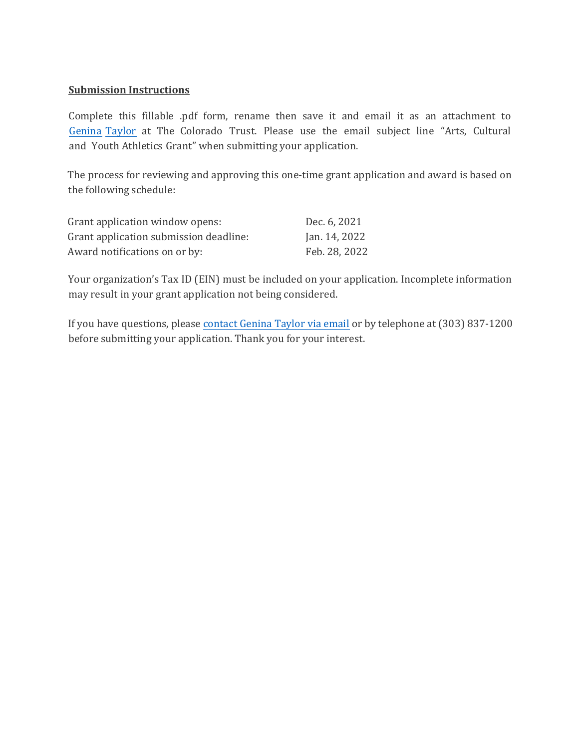**Submission Instructions**

Complete this fillable .pdf form, rename then save it and email it as an attachment to Genina Taylor at The Colorado Trust. Please use the email subject line "Arts, Cultural and Youth Athletics Grant" when submitting your application.

The process for reviewing and approving this one-time grant application and award is based on the following schedule:

| | |
|---|---|
| Grant application window opens: | Dec. 6, 2021 |
| Grant application submission deadline: | Jan. 14, 2022 |
| Award notifications on or by: | Feb. 28, 2022 |

Your organization's Tax ID (EIN) must be included on your application. Incomplete information may result in your grant application not being considered.

If you have questions, please contact Genina Taylor via email or by telephone at (303) 837-1200 before submitting your application. Thank you for your interest.